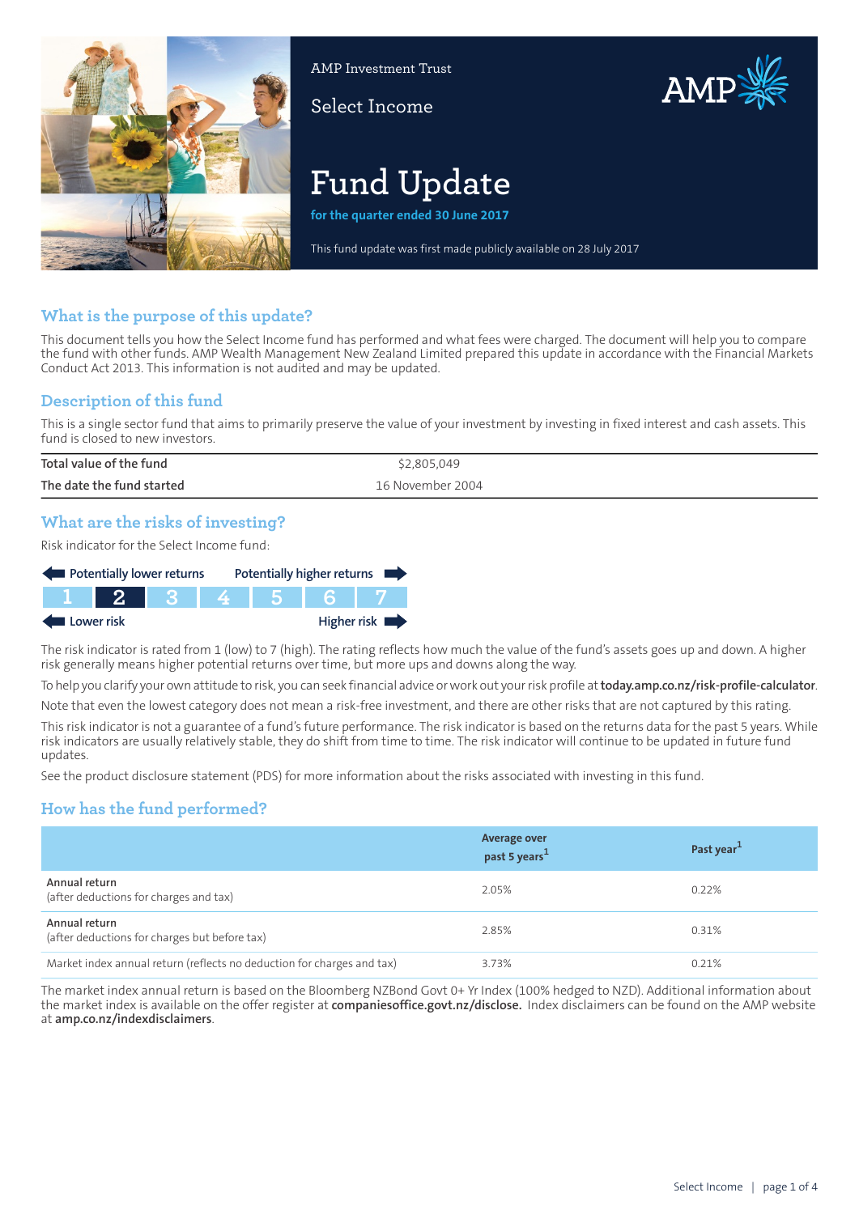AMP Investment Trust

Select Income

# Fund Update

**for the quarter ended 30 June 2017**

This fund update was first made publicly available on 28 July 2017

## What is the purpose of this update?

This document tells you how the Select Income fund has performed and what fees were charged. The document will help you to compare the fund with other funds. AMP Wealth Management New Zealand Limited prepared this update in accordance with the Financial Markets Conduct Act 2013. This information is not audited and may be updated.

## Description of this fund

This is a single sector fund that aims to primarily preserve the value of your investment by investing in fixed interest and cash assets. This fund is closed to new investors.

| | |
|---|---|
| Total value of the fund | $2,805,049 |
| The date the fund started | 16 November 2004 |

## What are the risks of investing?

Risk indicator for the Select Income fund:

Potentially lower returns — Potentially higher returns

| 1 | **2** | 3 | 4 | 5 | 6 | 7 |
|---|---|---|---|---|---|---|

Lower risk — Higher risk

The risk indicator is rated from 1 (low) to 7 (high). The rating reflects how much the value of the fund's assets goes up and down. A higher risk generally means higher potential returns over time, but more ups and downs along the way.

To help you clarify your own attitude to risk, you can seek financial advice or work out your risk profile at **today.amp.co.nz/risk-profile-calculator**.

Note that even the lowest category does not mean a risk-free investment, and there are other risks that are not captured by this rating.

This risk indicator is not a guarantee of a fund's future performance. The risk indicator is based on the returns data for the past 5 years. While risk indicators are usually relatively stable, they do shift from time to time. The risk indicator will continue to be updated in future fund updates.

See the product disclosure statement (PDS) for more information about the risks associated with investing in this fund.

## How has the fund performed?

| | Average over past 5 years[1] | Past year[1] |
|---|---|---|
| Annual return (after deductions for charges and tax) | 2.05% | 0.22% |
| Annual return (after deductions for charges but before tax) | 2.85% | 0.31% |
| Market index annual return (reflects no deduction for charges and tax) | 3.73% | 0.21% |

The market index annual return is based on the Bloomberg NZBond Govt 0+ Yr Index (100% hedged to NZD). Additional information about the market index is available on the offer register at **companiesoffice.govt.nz/disclose.** Index disclaimers can be found on the AMP website at **amp.co.nz/indexdisclaimers**.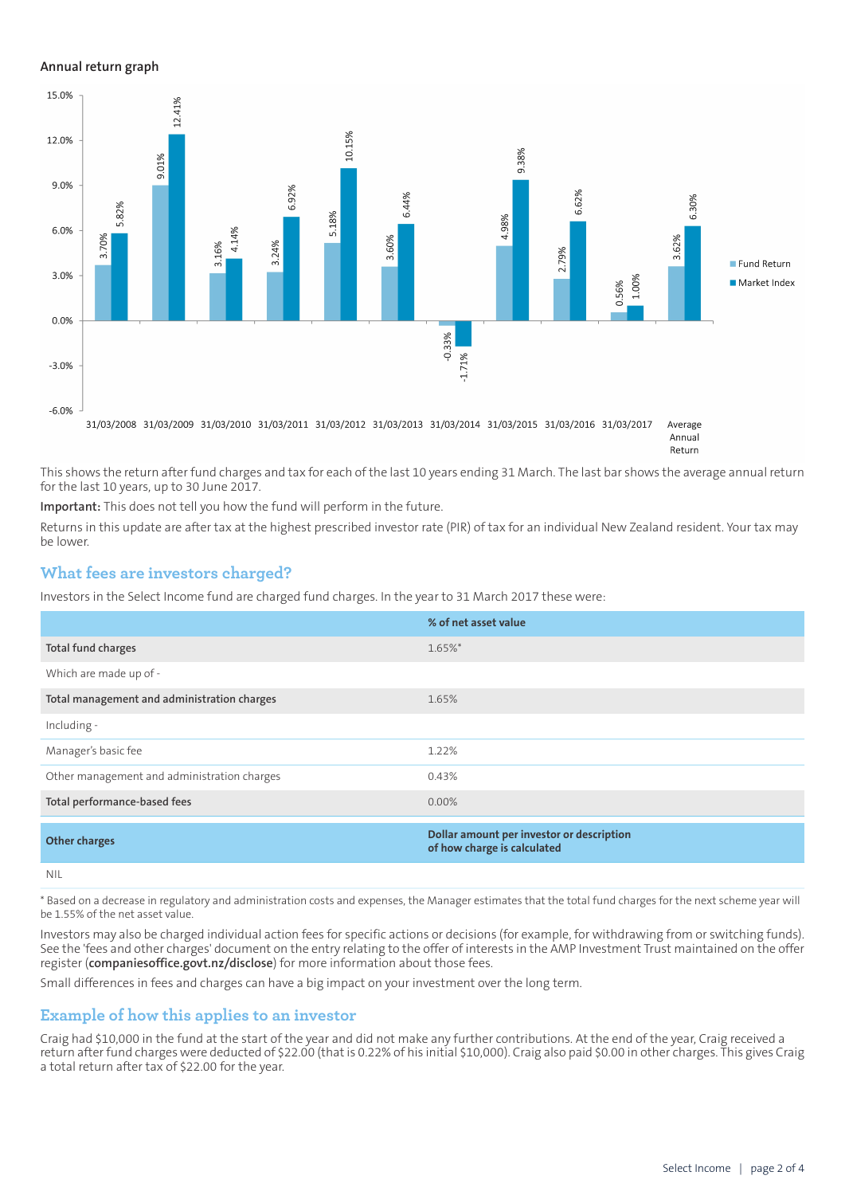### Annual return graph

| Year | Fund Return | Market Index |
|---|---|---|
| 31/03/2008 | 3.70% | 5.82% |
| 31/03/2009 | 9.01% | 12.41% |
| 31/03/2010 | 3.16% | 4.14% |
| 31/03/2011 | 3.24% | 6.92% |
| 31/03/2012 | 5.18% | 10.15% |
| 31/03/2013 | 3.60% | 6.44% |
| 31/03/2014 | -0.33% | -1.71% |
| 31/03/2015 | 4.98% | 9.38% |
| 31/03/2016 | 2.79% | 6.62% |
| 31/03/2017 | 0.56% | 1.00% |
| Average Annual Return | 3.62% | 6.30% |

This shows the return after fund charges and tax for each of the last 10 years ending 31 March. The last bar shows the average annual return for the last 10 years, up to 30 June 2017.

**Important:** This does not tell you how the fund will perform in the future.

Returns in this update are after tax at the highest prescribed investor rate (PIR) of tax for an individual New Zealand resident. Your tax may be lower.

## What fees are investors charged?

Investors in the Select Income fund are charged fund charges. In the year to 31 March 2017 these were:

| | % of net asset value |
|---|---|
| **Total fund charges** | 1.65%* |
| Which are made up of - | |
| **Total management and administration charges** | 1.65% |
| Including - | |
| Manager's basic fee | 1.22% |
| Other management and administration charges | 0.43% |
| **Total performance-based fees** | 0.00% |
| **Other charges** | **Dollar amount per investor or description of how charge is calculated** |
| NIL | |

* Based on a decrease in regulatory and administration costs and expenses, the Manager estimates that the total fund charges for the next scheme year will be 1.55% of the net asset value.

Investors may also be charged individual action fees for specific actions or decisions (for example, for withdrawing from or switching funds). See the 'fees and other charges' document on the entry relating to the offer of interests in the AMP Investment Trust maintained on the offer register (**companiesoffice.govt.nz/disclose**) for more information about those fees.

Small differences in fees and charges can have a big impact on your investment over the long term.

## Example of how this applies to an investor

Craig had $10,000 in the fund at the start of the year and did not make any further contributions. At the end of the year, Craig received a return after fund charges were deducted of $22.00 (that is 0.22% of his initial $10,000). Craig also paid $0.00 in other charges. This gives Craig a total return after tax of $22.00 for the year.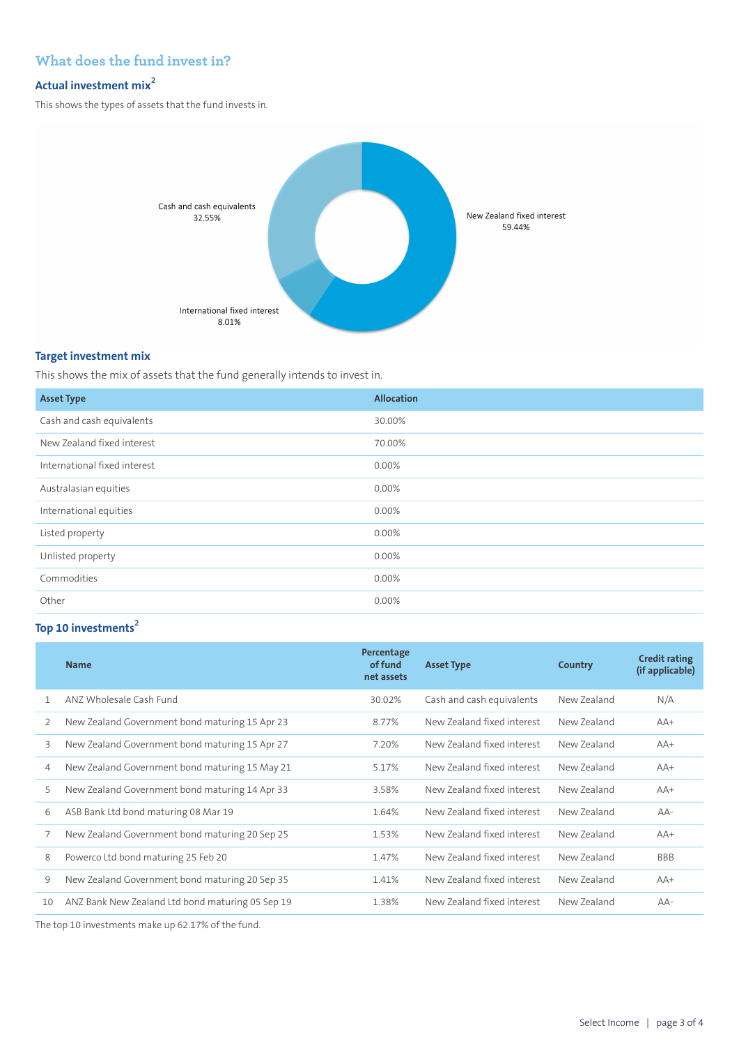## What does the fund invest in?

### Actual investment mix[2]

This shows the types of assets that the fund invests in.

Cash and cash equivalents 32.55%

New Zealand fixed interest 59.44%

International fixed interest 8.01%

### Target investment mix

This shows the mix of assets that the fund generally intends to invest in.

| Asset Type | Allocation |
|---|---|
| Cash and cash equivalents | 30.00% |
| New Zealand fixed interest | 70.00% |
| International fixed interest | 0.00% |
| Australasian equities | 0.00% |
| International equities | 0.00% |
| Listed property | 0.00% |
| Unlisted property | 0.00% |
| Commodities | 0.00% |
| Other | 0.00% |

### Top 10 investments[2]

| | Name | Percentage of fund net assets | Asset Type | Country | Credit rating (if applicable) |
|---|---|---|---|---|---|
| 1 | ANZ Wholesale Cash Fund | 30.02% | Cash and cash equivalents | New Zealand | N/A |
| 2 | New Zealand Government bond maturing 15 Apr 23 | 8.77% | New Zealand fixed interest | New Zealand | AA+ |
| 3 | New Zealand Government bond maturing 15 Apr 27 | 7.20% | New Zealand fixed interest | New Zealand | AA+ |
| 4 | New Zealand Government bond maturing 15 May 21 | 5.17% | New Zealand fixed interest | New Zealand | AA+ |
| 5 | New Zealand Government bond maturing 14 Apr 33 | 3.58% | New Zealand fixed interest | New Zealand | AA+ |
| 6 | ASB Bank Ltd bond maturing 08 Mar 19 | 1.64% | New Zealand fixed interest | New Zealand | AA- |
| 7 | New Zealand Government bond maturing 20 Sep 25 | 1.53% | New Zealand fixed interest | New Zealand | AA+ |
| 8 | Powerco Ltd bond maturing 25 Feb 20 | 1.47% | New Zealand fixed interest | New Zealand | BBB |
| 9 | New Zealand Government bond maturing 20 Sep 35 | 1.41% | New Zealand fixed interest | New Zealand | AA+ |
| 10 | ANZ Bank New Zealand Ltd bond maturing 05 Sep 19 | 1.38% | New Zealand fixed interest | New Zealand | AA- |

The top 10 investments make up 62.17% of the fund.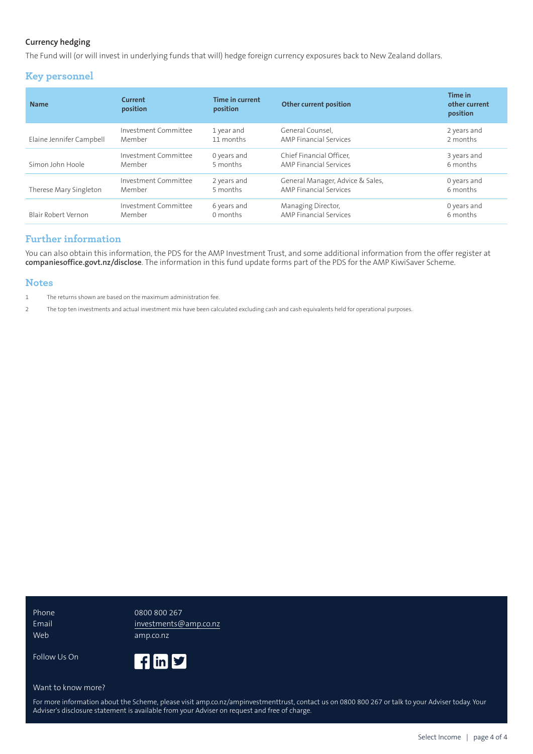**Currency hedging**

The Fund will (or will invest in underlying funds that will) hedge foreign currency exposures back to New Zealand dollars.

## Key personnel

| Name | Current position | Time in current position | Other current position | Time in other current position |
|---|---|---|---|---|
| Elaine Jennifer Campbell | Investment Committee Member | 1 year and 11 months | General Counsel, AMP Financial Services | 2 years and 2 months |
| Simon John Hoole | Investment Committee Member | 0 years and 5 months | Chief Financial Officer, AMP Financial Services | 3 years and 6 months |
| Therese Mary Singleton | Investment Committee Member | 2 years and 5 months | General Manager, Advice & Sales, AMP Financial Services | 0 years and 6 months |
| Blair Robert Vernon | Investment Committee Member | 6 years and 0 months | Managing Director, AMP Financial Services | 0 years and 6 months |

## Further information

You can also obtain this information, the PDS for the AMP Investment Trust, and some additional information from the offer register at **companiesoffice.govt.nz/disclose**. The information in this fund update forms part of the PDS for the AMP KiwiSaver Scheme.

## Notes

1 The returns shown are based on the maximum administration fee.

2 The top ten investments and actual investment mix have been calculated excluding cash and cash equivalents held for operational purposes.

Phone 0800 800 267
Email investments@amp.co.nz
Web amp.co.nz

Follow Us On

Want to know more?

For more information about the Scheme, please visit amp.co.nz/ampinvestmenttrust, contact us on 0800 800 267 or talk to your Adviser today. Your Adviser's disclosure statement is available from your Adviser on request and free of charge.